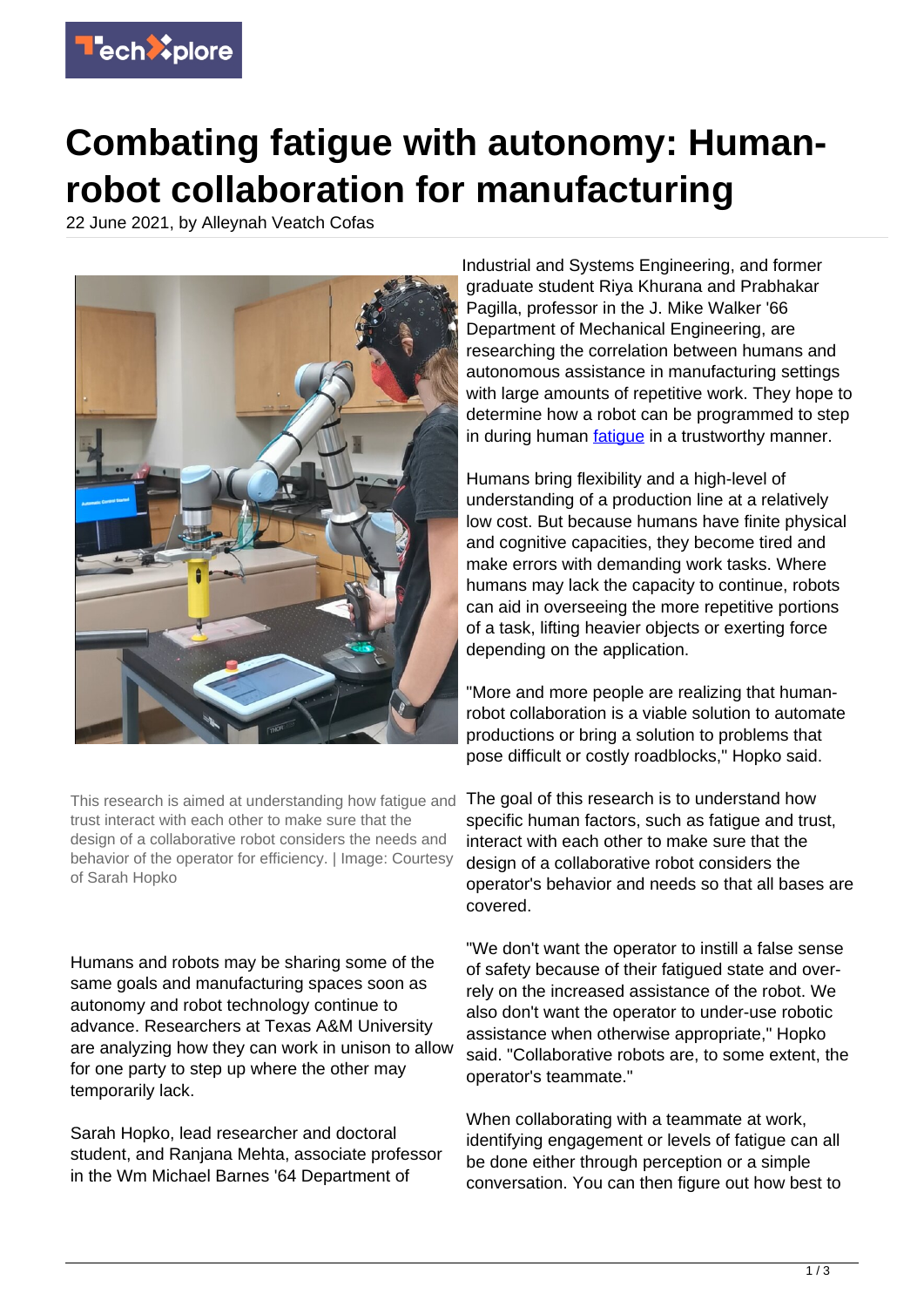# Combating fatigue with autonomy: Human-robot collaboration for manufacturing

22 June 2021, by Alleynah Veatch Cofas

This research is aimed at understanding how fatigue and trust interact with each other to make sure that the design of a collaborative robot considers the needs and behavior of the operator for efficiency. | Image: Courtesy of Sarah Hopko

Humans and robots may be sharing some of the same goals and manufacturing spaces soon as autonomy and robot technology continue to advance. Researchers at Texas A&M University are analyzing how they can work in unison to allow for one party to step up where the other may temporarily lack.

Sarah Hopko, lead researcher and doctoral student, and Ranjana Mehta, associate professor in the Wm Michael Barnes '64 Department of Industrial and Systems Engineering, and former graduate student Riya Khurana and Prabhakar Pagilla, professor in the J. Mike Walker '66 Department of Mechanical Engineering, are researching the correlation between humans and autonomous assistance in manufacturing settings with large amounts of repetitive work. They hope to determine how a robot can be programmed to step in during human fatigue in a trustworthy manner.

Humans bring flexibility and a high-level of understanding of a production line at a relatively low cost. But because humans have finite physical and cognitive capacities, they become tired and make errors with demanding work tasks. Where humans may lack the capacity to continue, robots can aid in overseeing the more repetitive portions of a task, lifting heavier objects or exerting force depending on the application.

"More and more people are realizing that human-robot collaboration is a viable solution to automate productions or bring a solution to problems that pose difficult or costly roadblocks," Hopko said.

The goal of this research is to understand how specific human factors, such as fatigue and trust, interact with each other to make sure that the design of a collaborative robot considers the operator's behavior and needs so that all bases are covered.

"We don't want the operator to instill a false sense of safety because of their fatigued state and over-rely on the increased assistance of the robot. We also don't want the operator to under-use robotic assistance when otherwise appropriate," Hopko said. "Collaborative robots are, to some extent, the operator's teammate."

When collaborating with a teammate at work, identifying engagement or levels of fatigue can all be done either through perception or a simple conversation. You can then figure out how best to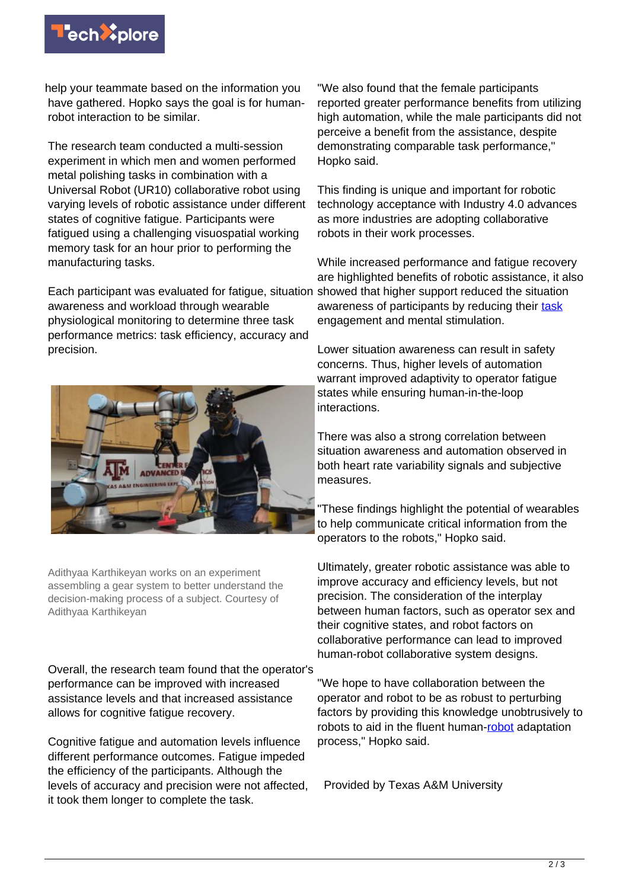help your teammate based on the information you have gathered. Hopko says the goal is for human-robot interaction to be similar.

The research team conducted a multi-session experiment in which men and women performed metal polishing tasks in combination with a Universal Robot (UR10) collaborative robot using varying levels of robotic assistance under different states of cognitive fatigue. Participants were fatigued using a challenging visuospatial working memory task for an hour prior to performing the manufacturing tasks.

Each participant was evaluated for fatigue, situation awareness and workload through wearable physiological monitoring to determine three task performance metrics: task efficiency, accuracy and precision.

Adithyaa Karthikeyan works on an experiment assembling a gear system to better understand the decision-making process of a subject. Courtesy of Adithyaa Karthikeyan

Overall, the research team found that the operator's performance can be improved with increased assistance levels and that increased assistance allows for cognitive fatigue recovery.

Cognitive fatigue and automation levels influence different performance outcomes. Fatigue impeded the efficiency of the participants. Although the levels of accuracy and precision were not affected, it took them longer to complete the task.

"We also found that the female participants reported greater performance benefits from utilizing high automation, while the male participants did not perceive a benefit from the assistance, despite demonstrating comparable task performance," Hopko said.

This finding is unique and important for robotic technology acceptance with Industry 4.0 advances as more industries are adopting collaborative robots in their work processes.

While increased performance and fatigue recovery are highlighted benefits of robotic assistance, it also showed that higher support reduced the situation awareness of participants by reducing their task engagement and mental stimulation.

Lower situation awareness can result in safety concerns. Thus, higher levels of automation warrant improved adaptivity to operator fatigue states while ensuring human-in-the-loop interactions.

There was also a strong correlation between situation awareness and automation observed in both heart rate variability signals and subjective measures.

"These findings highlight the potential of wearables to help communicate critical information from the operators to the robots," Hopko said.

Ultimately, greater robotic assistance was able to improve accuracy and efficiency levels, but not precision. The consideration of the interplay between human factors, such as operator sex and their cognitive states, and robot factors on collaborative performance can lead to improved human-robot collaborative system designs.

"We hope to have collaboration between the operator and robot to be as robust to perturbing factors by providing this knowledge unobtrusively to robots to aid in the fluent human-robot adaptation process," Hopko said.

Provided by Texas A&M University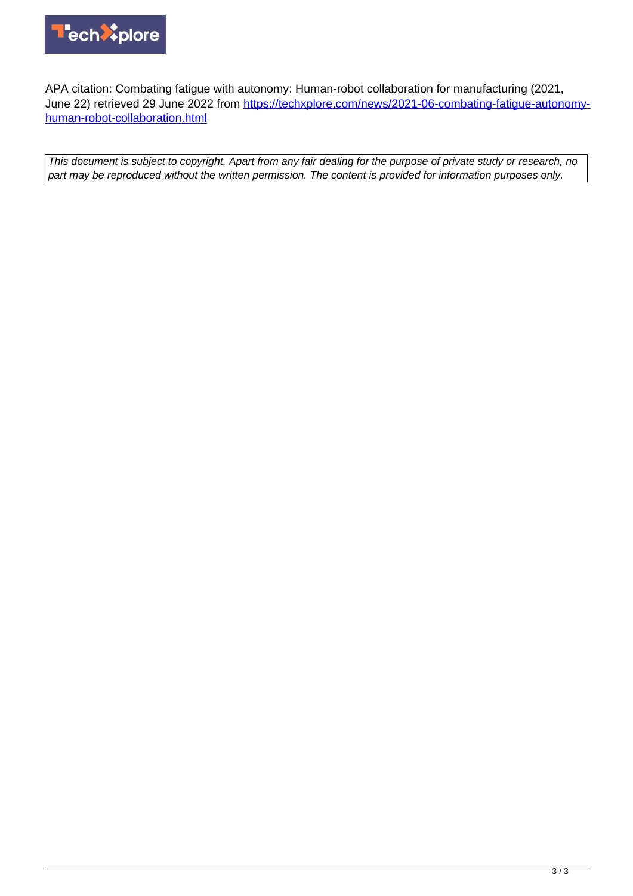APA citation: Combating fatigue with autonomy: Human-robot collaboration for manufacturing (2021, June 22) retrieved 29 June 2022 from https://techxplore.com/news/2021-06-combating-fatigue-autonomy-human-robot-collaboration.html

*This document is subject to copyright. Apart from any fair dealing for the purpose of private study or research, no part may be reproduced without the written permission. The content is provided for information purposes only.*